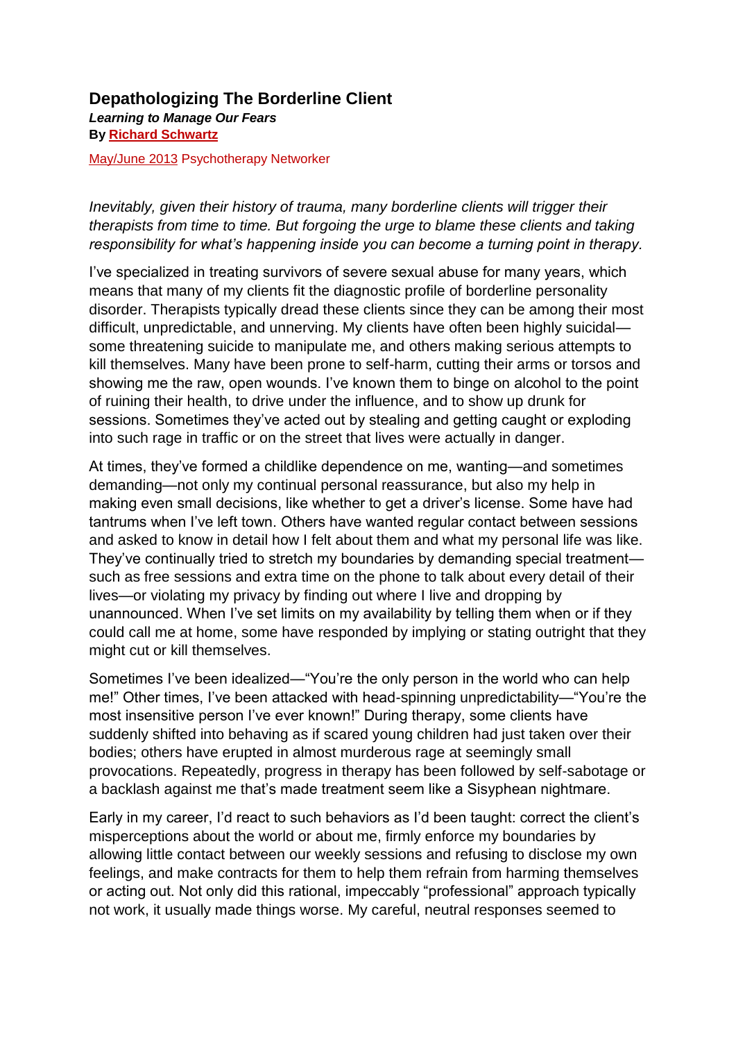# Depathologizing The Borderline Client

***Learning to Manage Our Fears***

**By Richard Schwartz**

May/June 2013 Psychotherapy Networker

*Inevitably, given their history of trauma, many borderline clients will trigger their therapists from time to time. But forgoing the urge to blame these clients and taking responsibility for what's happening inside you can become a turning point in therapy.*

I've specialized in treating survivors of severe sexual abuse for many years, which means that many of my clients fit the diagnostic profile of borderline personality disorder. Therapists typically dread these clients since they can be among their most difficult, unpredictable, and unnerving. My clients have often been highly suicidal—some threatening suicide to manipulate me, and others making serious attempts to kill themselves. Many have been prone to self-harm, cutting their arms or torsos and showing me the raw, open wounds. I've known them to binge on alcohol to the point of ruining their health, to drive under the influence, and to show up drunk for sessions. Sometimes they've acted out by stealing and getting caught or exploding into such rage in traffic or on the street that lives were actually in danger.

At times, they've formed a childlike dependence on me, wanting—and sometimes demanding—not only my continual personal reassurance, but also my help in making even small decisions, like whether to get a driver's license. Some have had tantrums when I've left town. Others have wanted regular contact between sessions and asked to know in detail how I felt about them and what my personal life was like. They've continually tried to stretch my boundaries by demanding special treatment—such as free sessions and extra time on the phone to talk about every detail of their lives—or violating my privacy by finding out where I live and dropping by unannounced. When I've set limits on my availability by telling them when or if they could call me at home, some have responded by implying or stating outright that they might cut or kill themselves.

Sometimes I've been idealized—"You're the only person in the world who can help me!" Other times, I've been attacked with head-spinning unpredictability—"You're the most insensitive person I've ever known!" During therapy, some clients have suddenly shifted into behaving as if scared young children had just taken over their bodies; others have erupted in almost murderous rage at seemingly small provocations. Repeatedly, progress in therapy has been followed by self-sabotage or a backlash against me that's made treatment seem like a Sisyphean nightmare.

Early in my career, I'd react to such behaviors as I'd been taught: correct the client's misperceptions about the world or about me, firmly enforce my boundaries by allowing little contact between our weekly sessions and refusing to disclose my own feelings, and make contracts for them to help them refrain from harming themselves or acting out. Not only did this rational, impeccably "professional" approach typically not work, it usually made things worse. My careful, neutral responses seemed to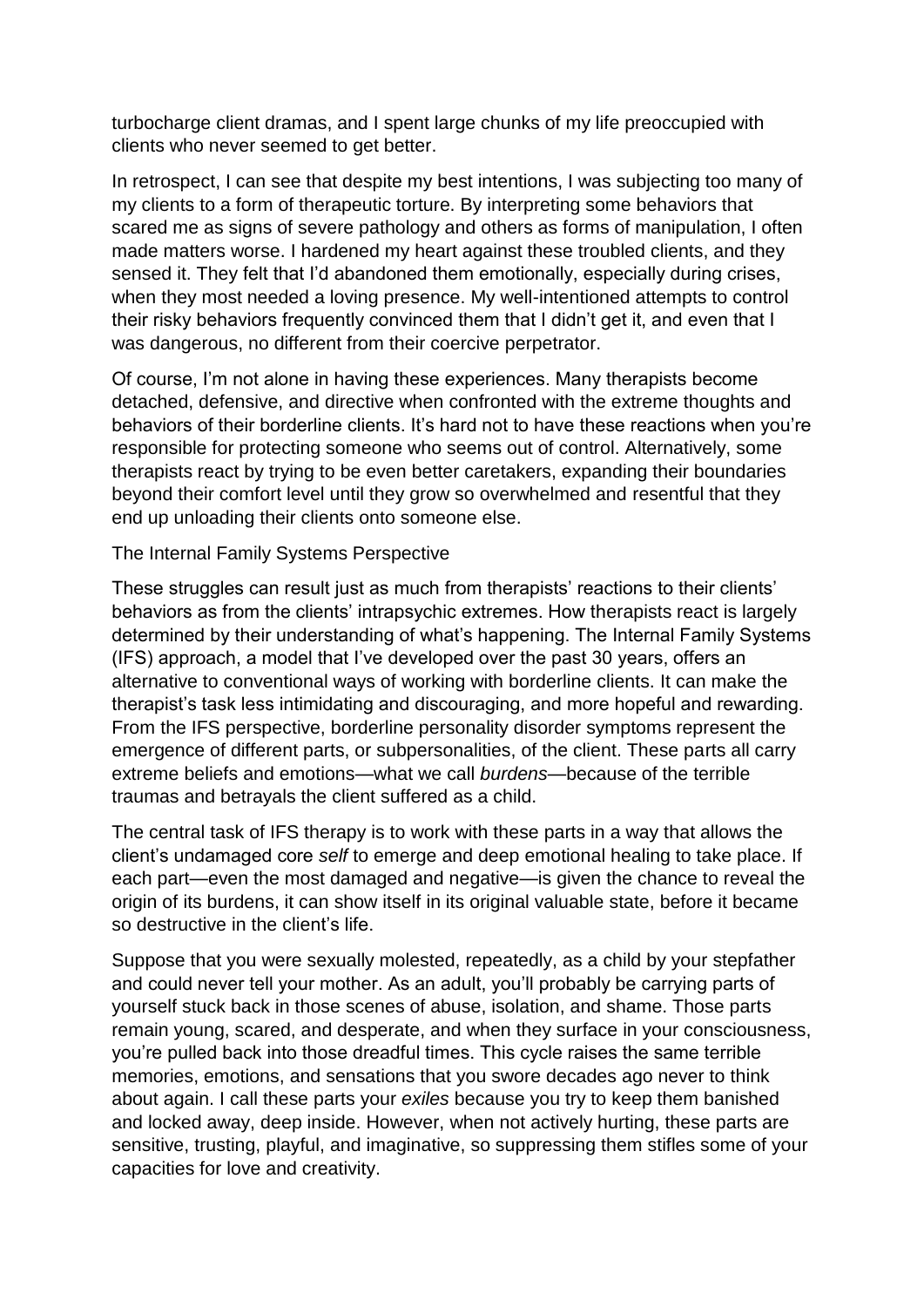turbocharge client dramas, and I spent large chunks of my life preoccupied with clients who never seemed to get better.

In retrospect, I can see that despite my best intentions, I was subjecting too many of my clients to a form of therapeutic torture. By interpreting some behaviors that scared me as signs of severe pathology and others as forms of manipulation, I often made matters worse. I hardened my heart against these troubled clients, and they sensed it. They felt that I'd abandoned them emotionally, especially during crises, when they most needed a loving presence. My well-intentioned attempts to control their risky behaviors frequently convinced them that I didn't get it, and even that I was dangerous, no different from their coercive perpetrator.

Of course, I'm not alone in having these experiences. Many therapists become detached, defensive, and directive when confronted with the extreme thoughts and behaviors of their borderline clients. It's hard not to have these reactions when you're responsible for protecting someone who seems out of control. Alternatively, some therapists react by trying to be even better caretakers, expanding their boundaries beyond their comfort level until they grow so overwhelmed and resentful that they end up unloading their clients onto someone else.

## The Internal Family Systems Perspective

These struggles can result just as much from therapists' reactions to their clients' behaviors as from the clients' intrapsychic extremes. How therapists react is largely determined by their understanding of what's happening. The Internal Family Systems (IFS) approach, a model that I've developed over the past 30 years, offers an alternative to conventional ways of working with borderline clients. It can make the therapist's task less intimidating and discouraging, and more hopeful and rewarding. From the IFS perspective, borderline personality disorder symptoms represent the emergence of different parts, or subpersonalities, of the client. These parts all carry extreme beliefs and emotions—what we call *burdens*—because of the terrible traumas and betrayals the client suffered as a child.

The central task of IFS therapy is to work with these parts in a way that allows the client's undamaged core *self* to emerge and deep emotional healing to take place. If each part—even the most damaged and negative—is given the chance to reveal the origin of its burdens, it can show itself in its original valuable state, before it became so destructive in the client's life.

Suppose that you were sexually molested, repeatedly, as a child by your stepfather and could never tell your mother. As an adult, you'll probably be carrying parts of yourself stuck back in those scenes of abuse, isolation, and shame. Those parts remain young, scared, and desperate, and when they surface in your consciousness, you're pulled back into those dreadful times. This cycle raises the same terrible memories, emotions, and sensations that you swore decades ago never to think about again. I call these parts your *exiles* because you try to keep them banished and locked away, deep inside. However, when not actively hurting, these parts are sensitive, trusting, playful, and imaginative, so suppressing them stifles some of your capacities for love and creativity.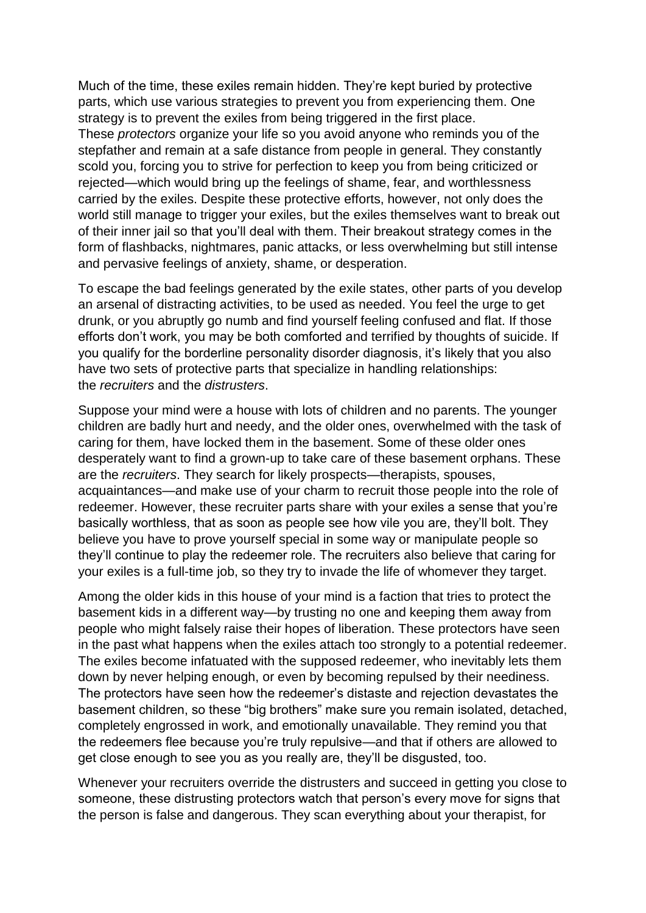Much of the time, these exiles remain hidden. They're kept buried by protective parts, which use various strategies to prevent you from experiencing them. One strategy is to prevent the exiles from being triggered in the first place. These *protectors* organize your life so you avoid anyone who reminds you of the stepfather and remain at a safe distance from people in general. They constantly scold you, forcing you to strive for perfection to keep you from being criticized or rejected—which would bring up the feelings of shame, fear, and worthlessness carried by the exiles. Despite these protective efforts, however, not only does the world still manage to trigger your exiles, but the exiles themselves want to break out of their inner jail so that you'll deal with them. Their breakout strategy comes in the form of flashbacks, nightmares, panic attacks, or less overwhelming but still intense and pervasive feelings of anxiety, shame, or desperation.

To escape the bad feelings generated by the exile states, other parts of you develop an arsenal of distracting activities, to be used as needed. You feel the urge to get drunk, or you abruptly go numb and find yourself feeling confused and flat. If those efforts don't work, you may be both comforted and terrified by thoughts of suicide. If you qualify for the borderline personality disorder diagnosis, it's likely that you also have two sets of protective parts that specialize in handling relationships: the *recruiters* and the *distrusters*.

Suppose your mind were a house with lots of children and no parents. The younger children are badly hurt and needy, and the older ones, overwhelmed with the task of caring for them, have locked them in the basement. Some of these older ones desperately want to find a grown-up to take care of these basement orphans. These are the *recruiters*. They search for likely prospects—therapists, spouses, acquaintances—and make use of your charm to recruit those people into the role of redeemer. However, these recruiter parts share with your exiles a sense that you're basically worthless, that as soon as people see how vile you are, they'll bolt. They believe you have to prove yourself special in some way or manipulate people so they'll continue to play the redeemer role. The recruiters also believe that caring for your exiles is a full-time job, so they try to invade the life of whomever they target.

Among the older kids in this house of your mind is a faction that tries to protect the basement kids in a different way—by trusting no one and keeping them away from people who might falsely raise their hopes of liberation. These protectors have seen in the past what happens when the exiles attach too strongly to a potential redeemer. The exiles become infatuated with the supposed redeemer, who inevitably lets them down by never helping enough, or even by becoming repulsed by their neediness. The protectors have seen how the redeemer's distaste and rejection devastates the basement children, so these "big brothers" make sure you remain isolated, detached, completely engrossed in work, and emotionally unavailable. They remind you that the redeemers flee because you're truly repulsive—and that if others are allowed to get close enough to see you as you really are, they'll be disgusted, too.

Whenever your recruiters override the distrusters and succeed in getting you close to someone, these distrusting protectors watch that person's every move for signs that the person is false and dangerous. They scan everything about your therapist, for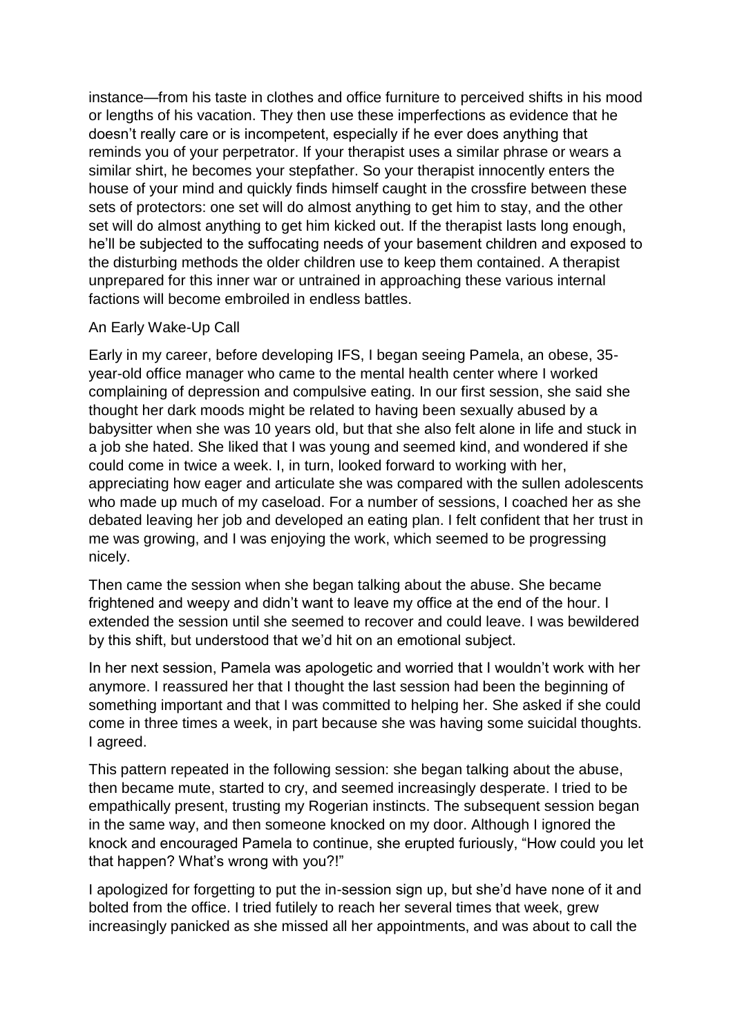instance—from his taste in clothes and office furniture to perceived shifts in his mood or lengths of his vacation. They then use these imperfections as evidence that he doesn't really care or is incompetent, especially if he ever does anything that reminds you of your perpetrator. If your therapist uses a similar phrase or wears a similar shirt, he becomes your stepfather. So your therapist innocently enters the house of your mind and quickly finds himself caught in the crossfire between these sets of protectors: one set will do almost anything to get him to stay, and the other set will do almost anything to get him kicked out. If the therapist lasts long enough, he'll be subjected to the suffocating needs of your basement children and exposed to the disturbing methods the older children use to keep them contained. A therapist unprepared for this inner war or untrained in approaching these various internal factions will become embroiled in endless battles.

## An Early Wake-Up Call

Early in my career, before developing IFS, I began seeing Pamela, an obese, 35-year-old office manager who came to the mental health center where I worked complaining of depression and compulsive eating. In our first session, she said she thought her dark moods might be related to having been sexually abused by a babysitter when she was 10 years old, but that she also felt alone in life and stuck in a job she hated. She liked that I was young and seemed kind, and wondered if she could come in twice a week. I, in turn, looked forward to working with her, appreciating how eager and articulate she was compared with the sullen adolescents who made up much of my caseload. For a number of sessions, I coached her as she debated leaving her job and developed an eating plan. I felt confident that her trust in me was growing, and I was enjoying the work, which seemed to be progressing nicely.

Then came the session when she began talking about the abuse. She became frightened and weepy and didn't want to leave my office at the end of the hour. I extended the session until she seemed to recover and could leave. I was bewildered by this shift, but understood that we'd hit on an emotional subject.

In her next session, Pamela was apologetic and worried that I wouldn't work with her anymore. I reassured her that I thought the last session had been the beginning of something important and that I was committed to helping her. She asked if she could come in three times a week, in part because she was having some suicidal thoughts. I agreed.

This pattern repeated in the following session: she began talking about the abuse, then became mute, started to cry, and seemed increasingly desperate. I tried to be empathically present, trusting my Rogerian instincts. The subsequent session began in the same way, and then someone knocked on my door. Although I ignored the knock and encouraged Pamela to continue, she erupted furiously, "How could you let that happen? What's wrong with you?!"

I apologized for forgetting to put the in-session sign up, but she'd have none of it and bolted from the office. I tried futilely to reach her several times that week, grew increasingly panicked as she missed all her appointments, and was about to call the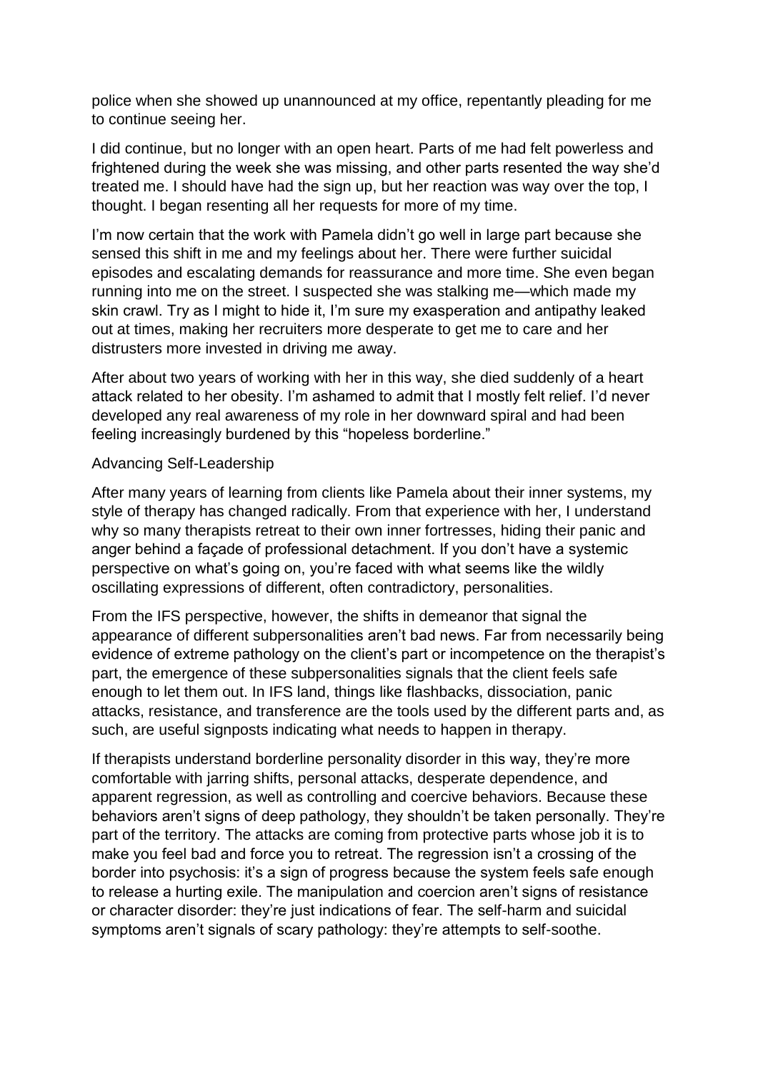police when she showed up unannounced at my office, repentantly pleading for me to continue seeing her.

I did continue, but no longer with an open heart. Parts of me had felt powerless and frightened during the week she was missing, and other parts resented the way she'd treated me. I should have had the sign up, but her reaction was way over the top, I thought. I began resenting all her requests for more of my time.

I'm now certain that the work with Pamela didn't go well in large part because she sensed this shift in me and my feelings about her. There were further suicidal episodes and escalating demands for reassurance and more time. She even began running into me on the street. I suspected she was stalking me—which made my skin crawl. Try as I might to hide it, I'm sure my exasperation and antipathy leaked out at times, making her recruiters more desperate to get me to care and her distrusters more invested in driving me away.

After about two years of working with her in this way, she died suddenly of a heart attack related to her obesity. I'm ashamed to admit that I mostly felt relief. I'd never developed any real awareness of my role in her downward spiral and had been feeling increasingly burdened by this "hopeless borderline."

## Advancing Self-Leadership

After many years of learning from clients like Pamela about their inner systems, my style of therapy has changed radically. From that experience with her, I understand why so many therapists retreat to their own inner fortresses, hiding their panic and anger behind a façade of professional detachment. If you don't have a systemic perspective on what's going on, you're faced with what seems like the wildly oscillating expressions of different, often contradictory, personalities.

From the IFS perspective, however, the shifts in demeanor that signal the appearance of different subpersonalities aren't bad news. Far from necessarily being evidence of extreme pathology on the client's part or incompetence on the therapist's part, the emergence of these subpersonalities signals that the client feels safe enough to let them out. In IFS land, things like flashbacks, dissociation, panic attacks, resistance, and transference are the tools used by the different parts and, as such, are useful signposts indicating what needs to happen in therapy.

If therapists understand borderline personality disorder in this way, they're more comfortable with jarring shifts, personal attacks, desperate dependence, and apparent regression, as well as controlling and coercive behaviors. Because these behaviors aren't signs of deep pathology, they shouldn't be taken personally. They're part of the territory. The attacks are coming from protective parts whose job it is to make you feel bad and force you to retreat. The regression isn't a crossing of the border into psychosis: it's a sign of progress because the system feels safe enough to release a hurting exile. The manipulation and coercion aren't signs of resistance or character disorder: they're just indications of fear. The self-harm and suicidal symptoms aren't signals of scary pathology: they're attempts to self-soothe.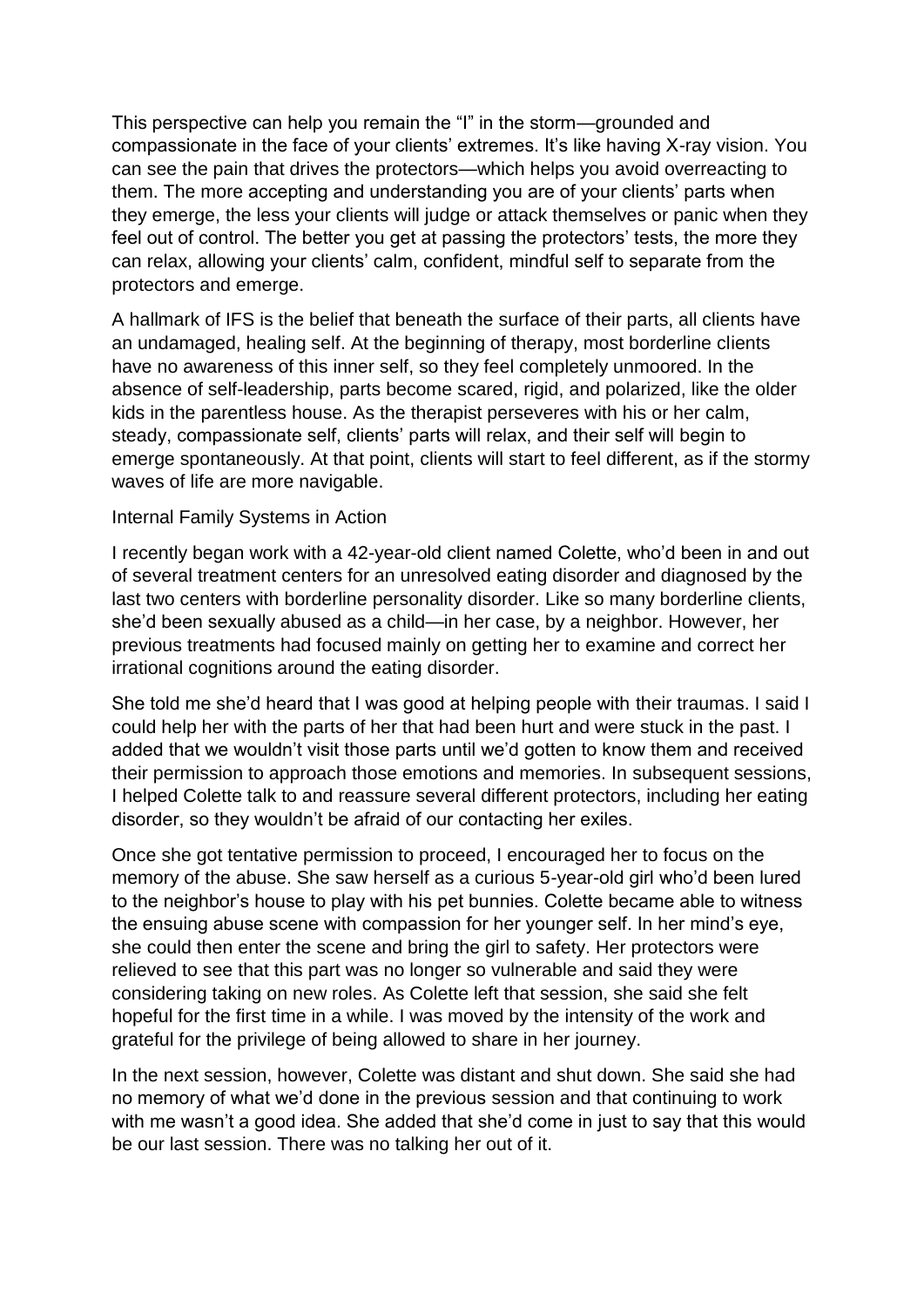This perspective can help you remain the "I" in the storm—grounded and compassionate in the face of your clients' extremes. It's like having X-ray vision. You can see the pain that drives the protectors—which helps you avoid overreacting to them. The more accepting and understanding you are of your clients' parts when they emerge, the less your clients will judge or attack themselves or panic when they feel out of control. The better you get at passing the protectors' tests, the more they can relax, allowing your clients' calm, confident, mindful self to separate from the protectors and emerge.

A hallmark of IFS is the belief that beneath the surface of their parts, all clients have an undamaged, healing self. At the beginning of therapy, most borderline clients have no awareness of this inner self, so they feel completely unmoored. In the absence of self-leadership, parts become scared, rigid, and polarized, like the older kids in the parentless house. As the therapist perseveres with his or her calm, steady, compassionate self, clients' parts will relax, and their self will begin to emerge spontaneously. At that point, clients will start to feel different, as if the stormy waves of life are more navigable.

## Internal Family Systems in Action

I recently began work with a 42-year-old client named Colette, who'd been in and out of several treatment centers for an unresolved eating disorder and diagnosed by the last two centers with borderline personality disorder. Like so many borderline clients, she'd been sexually abused as a child—in her case, by a neighbor. However, her previous treatments had focused mainly on getting her to examine and correct her irrational cognitions around the eating disorder.

She told me she'd heard that I was good at helping people with their traumas. I said I could help her with the parts of her that had been hurt and were stuck in the past. I added that we wouldn't visit those parts until we'd gotten to know them and received their permission to approach those emotions and memories. In subsequent sessions, I helped Colette talk to and reassure several different protectors, including her eating disorder, so they wouldn't be afraid of our contacting her exiles.

Once she got tentative permission to proceed, I encouraged her to focus on the memory of the abuse. She saw herself as a curious 5-year-old girl who'd been lured to the neighbor's house to play with his pet bunnies. Colette became able to witness the ensuing abuse scene with compassion for her younger self. In her mind's eye, she could then enter the scene and bring the girl to safety. Her protectors were relieved to see that this part was no longer so vulnerable and said they were considering taking on new roles. As Colette left that session, she said she felt hopeful for the first time in a while. I was moved by the intensity of the work and grateful for the privilege of being allowed to share in her journey.

In the next session, however, Colette was distant and shut down. She said she had no memory of what we'd done in the previous session and that continuing to work with me wasn't a good idea. She added that she'd come in just to say that this would be our last session. There was no talking her out of it.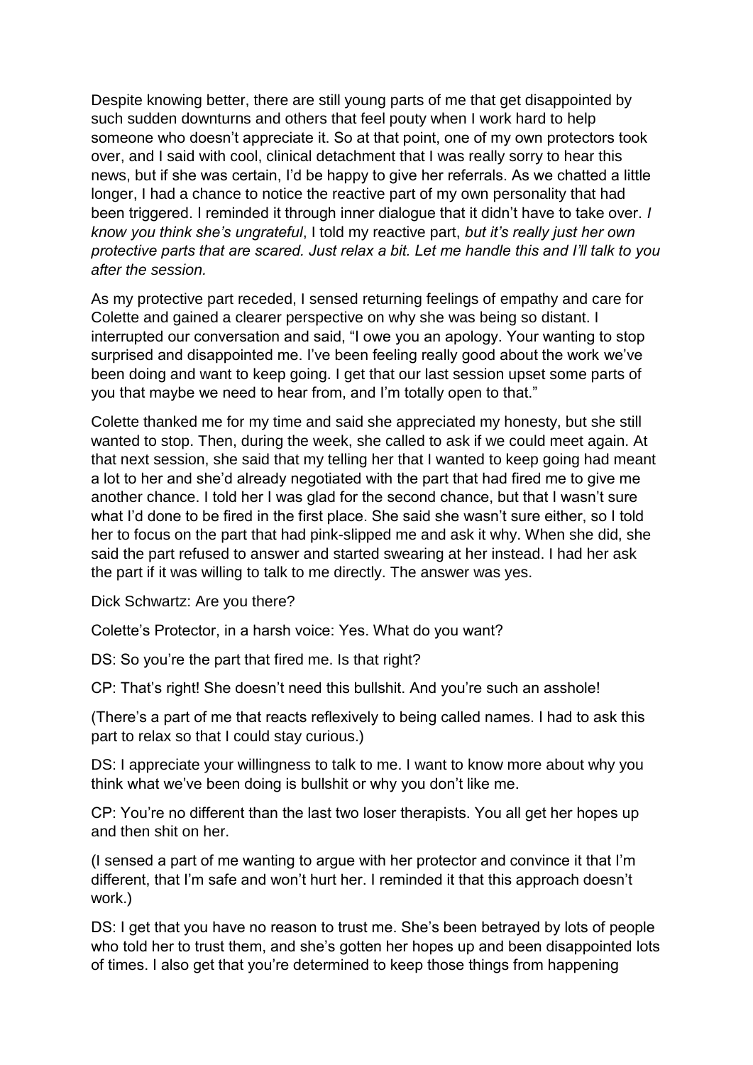Despite knowing better, there are still young parts of me that get disappointed by such sudden downturns and others that feel pouty when I work hard to help someone who doesn't appreciate it. So at that point, one of my own protectors took over, and I said with cool, clinical detachment that I was really sorry to hear this news, but if she was certain, I'd be happy to give her referrals. As we chatted a little longer, I had a chance to notice the reactive part of my own personality that had been triggered. I reminded it through inner dialogue that it didn't have to take over. *I know you think she's ungrateful*, I told my reactive part, *but it's really just her own protective parts that are scared. Just relax a bit. Let me handle this and I'll talk to you after the session.*

As my protective part receded, I sensed returning feelings of empathy and care for Colette and gained a clearer perspective on why she was being so distant. I interrupted our conversation and said, "I owe you an apology. Your wanting to stop surprised and disappointed me. I've been feeling really good about the work we've been doing and want to keep going. I get that our last session upset some parts of you that maybe we need to hear from, and I'm totally open to that."

Colette thanked me for my time and said she appreciated my honesty, but she still wanted to stop. Then, during the week, she called to ask if we could meet again. At that next session, she said that my telling her that I wanted to keep going had meant a lot to her and she'd already negotiated with the part that had fired me to give me another chance. I told her I was glad for the second chance, but that I wasn't sure what I'd done to be fired in the first place. She said she wasn't sure either, so I told her to focus on the part that had pink-slipped me and ask it why. When she did, she said the part refused to answer and started swearing at her instead. I had her ask the part if it was willing to talk to me directly. The answer was yes.

Dick Schwartz: Are you there?

Colette's Protector, in a harsh voice: Yes. What do you want?

DS: So you're the part that fired me. Is that right?

CP: That's right! She doesn't need this bullshit. And you're such an asshole!

(There's a part of me that reacts reflexively to being called names. I had to ask this part to relax so that I could stay curious.)

DS: I appreciate your willingness to talk to me. I want to know more about why you think what we've been doing is bullshit or why you don't like me.

CP: You're no different than the last two loser therapists. You all get her hopes up and then shit on her.

(I sensed a part of me wanting to argue with her protector and convince it that I'm different, that I'm safe and won't hurt her. I reminded it that this approach doesn't work.)

DS: I get that you have no reason to trust me. She's been betrayed by lots of people who told her to trust them, and she's gotten her hopes up and been disappointed lots of times. I also get that you're determined to keep those things from happening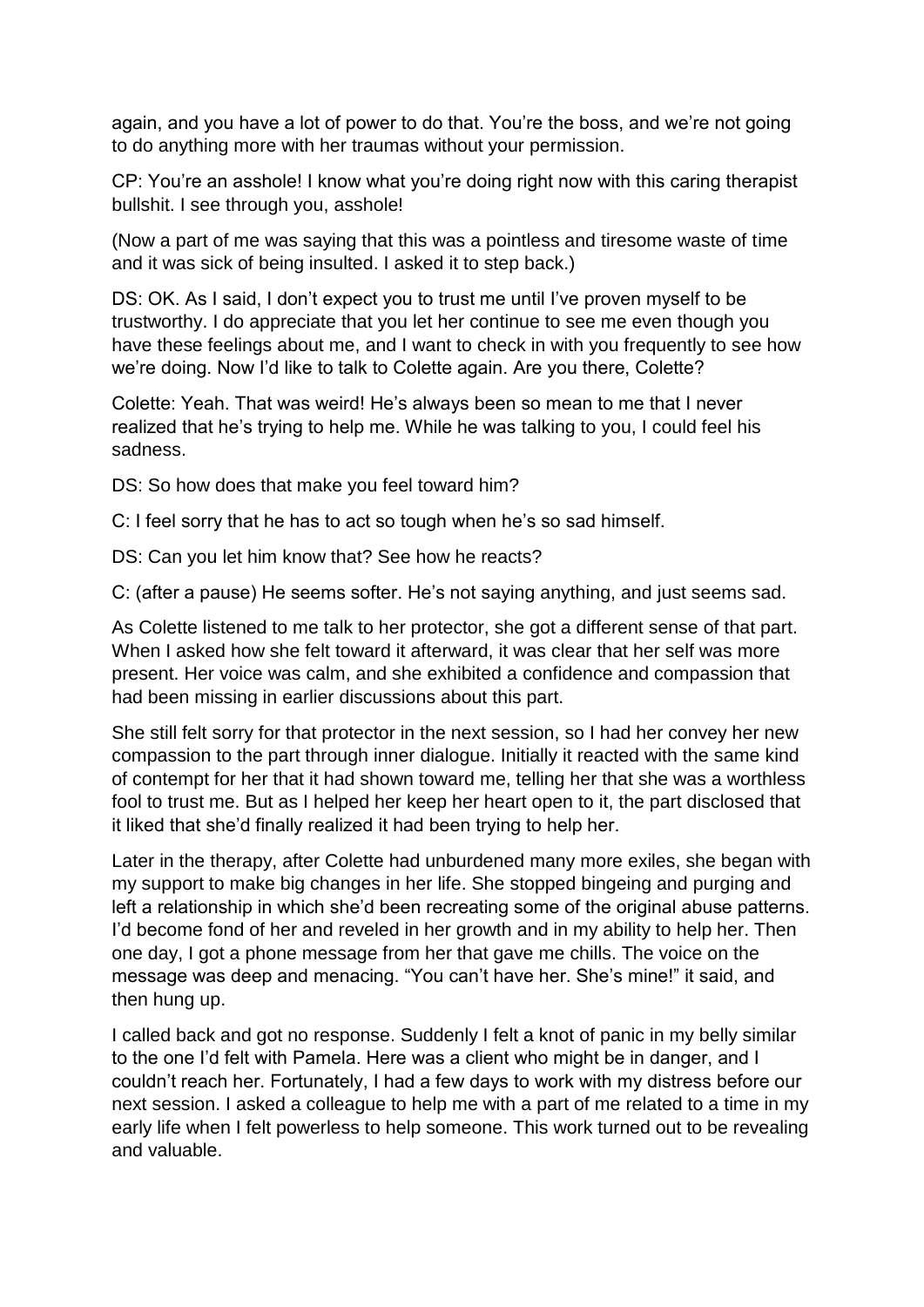again, and you have a lot of power to do that. You're the boss, and we're not going to do anything more with her traumas without your permission.

CP: You're an asshole! I know what you're doing right now with this caring therapist bullshit. I see through you, asshole!

(Now a part of me was saying that this was a pointless and tiresome waste of time and it was sick of being insulted. I asked it to step back.)

DS: OK. As I said, I don't expect you to trust me until I've proven myself to be trustworthy. I do appreciate that you let her continue to see me even though you have these feelings about me, and I want to check in with you frequently to see how we're doing. Now I'd like to talk to Colette again. Are you there, Colette?

Colette: Yeah. That was weird! He's always been so mean to me that I never realized that he's trying to help me. While he was talking to you, I could feel his sadness.

DS: So how does that make you feel toward him?

C: I feel sorry that he has to act so tough when he's so sad himself.

DS: Can you let him know that? See how he reacts?

C: (after a pause) He seems softer. He's not saying anything, and just seems sad.

As Colette listened to me talk to her protector, she got a different sense of that part. When I asked how she felt toward it afterward, it was clear that her self was more present. Her voice was calm, and she exhibited a confidence and compassion that had been missing in earlier discussions about this part.

She still felt sorry for that protector in the next session, so I had her convey her new compassion to the part through inner dialogue. Initially it reacted with the same kind of contempt for her that it had shown toward me, telling her that she was a worthless fool to trust me. But as I helped her keep her heart open to it, the part disclosed that it liked that she'd finally realized it had been trying to help her.

Later in the therapy, after Colette had unburdened many more exiles, she began with my support to make big changes in her life. She stopped bingeing and purging and left a relationship in which she'd been recreating some of the original abuse patterns. I'd become fond of her and reveled in her growth and in my ability to help her. Then one day, I got a phone message from her that gave me chills. The voice on the message was deep and menacing. "You can't have her. She's mine!" it said, and then hung up.

I called back and got no response. Suddenly I felt a knot of panic in my belly similar to the one I'd felt with Pamela. Here was a client who might be in danger, and I couldn't reach her. Fortunately, I had a few days to work with my distress before our next session. I asked a colleague to help me with a part of me related to a time in my early life when I felt powerless to help someone. This work turned out to be revealing and valuable.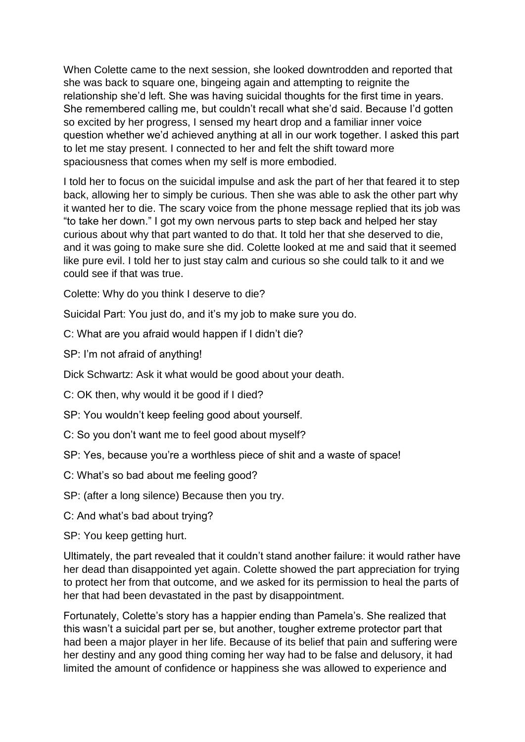When Colette came to the next session, she looked downtrodden and reported that she was back to square one, bingeing again and attempting to reignite the relationship she'd left. She was having suicidal thoughts for the first time in years. She remembered calling me, but couldn't recall what she'd said. Because I'd gotten so excited by her progress, I sensed my heart drop and a familiar inner voice question whether we'd achieved anything at all in our work together. I asked this part to let me stay present. I connected to her and felt the shift toward more spaciousness that comes when my self is more embodied.

I told her to focus on the suicidal impulse and ask the part of her that feared it to step back, allowing her to simply be curious. Then she was able to ask the other part why it wanted her to die. The scary voice from the phone message replied that its job was "to take her down." I got my own nervous parts to step back and helped her stay curious about why that part wanted to do that. It told her that she deserved to die, and it was going to make sure she did. Colette looked at me and said that it seemed like pure evil. I told her to just stay calm and curious so she could talk to it and we could see if that was true.

Colette: Why do you think I deserve to die?

Suicidal Part: You just do, and it's my job to make sure you do.

C: What are you afraid would happen if I didn't die?

SP: I'm not afraid of anything!

Dick Schwartz: Ask it what would be good about your death.

C: OK then, why would it be good if I died?

SP: You wouldn't keep feeling good about yourself.

C: So you don't want me to feel good about myself?

SP: Yes, because you're a worthless piece of shit and a waste of space!

C: What's so bad about me feeling good?

SP: (after a long silence) Because then you try.

C: And what's bad about trying?

SP: You keep getting hurt.

Ultimately, the part revealed that it couldn't stand another failure: it would rather have her dead than disappointed yet again. Colette showed the part appreciation for trying to protect her from that outcome, and we asked for its permission to heal the parts of her that had been devastated in the past by disappointment.

Fortunately, Colette's story has a happier ending than Pamela's. She realized that this wasn't a suicidal part per se, but another, tougher extreme protector part that had been a major player in her life. Because of its belief that pain and suffering were her destiny and any good thing coming her way had to be false and delusory, it had limited the amount of confidence or happiness she was allowed to experience and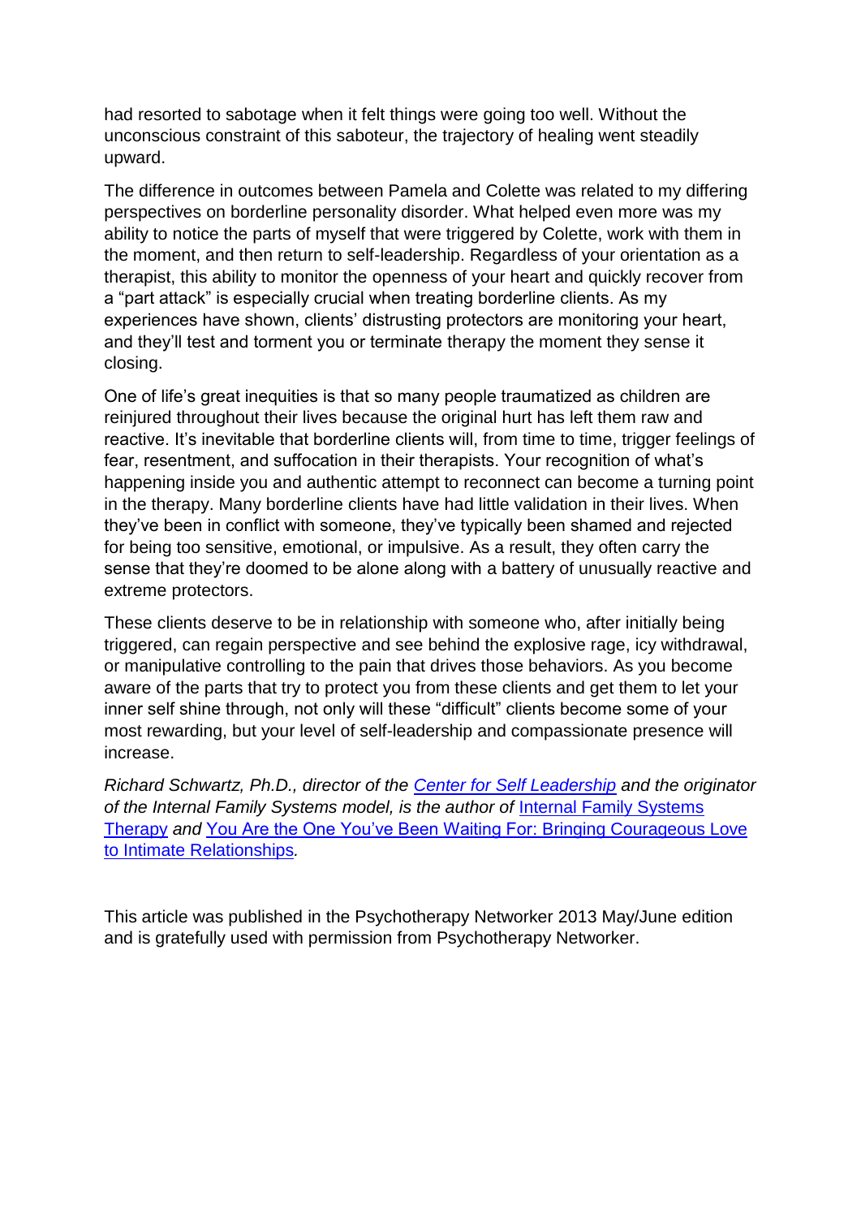had resorted to sabotage when it felt things were going too well. Without the unconscious constraint of this saboteur, the trajectory of healing went steadily upward.

The difference in outcomes between Pamela and Colette was related to my differing perspectives on borderline personality disorder. What helped even more was my ability to notice the parts of myself that were triggered by Colette, work with them in the moment, and then return to self-leadership. Regardless of your orientation as a therapist, this ability to monitor the openness of your heart and quickly recover from a "part attack" is especially crucial when treating borderline clients. As my experiences have shown, clients' distrusting protectors are monitoring your heart, and they'll test and torment you or terminate therapy the moment they sense it closing.

One of life's great inequities is that so many people traumatized as children are reinjured throughout their lives because the original hurt has left them raw and reactive. It's inevitable that borderline clients will, from time to time, trigger feelings of fear, resentment, and suffocation in their therapists. Your recognition of what's happening inside you and authentic attempt to reconnect can become a turning point in the therapy. Many borderline clients have had little validation in their lives. When they've been in conflict with someone, they've typically been shamed and rejected for being too sensitive, emotional, or impulsive. As a result, they often carry the sense that they're doomed to be alone along with a battery of unusually reactive and extreme protectors.

These clients deserve to be in relationship with someone who, after initially being triggered, can regain perspective and see behind the explosive rage, icy withdrawal, or manipulative controlling to the pain that drives those behaviors. As you become aware of the parts that try to protect you from these clients and get them to let your inner self shine through, not only will these "difficult" clients become some of your most rewarding, but your level of self-leadership and compassionate presence will increase.

*Richard Schwartz, Ph.D., director of the Center for Self Leadership and the originator of the Internal Family Systems model, is the author of* Internal Family Systems Therapy *and* You Are the One You've Been Waiting For: Bringing Courageous Love to Intimate Relationships*.*

This article was published in the Psychotherapy Networker 2013 May/June edition and is gratefully used with permission from Psychotherapy Networker.